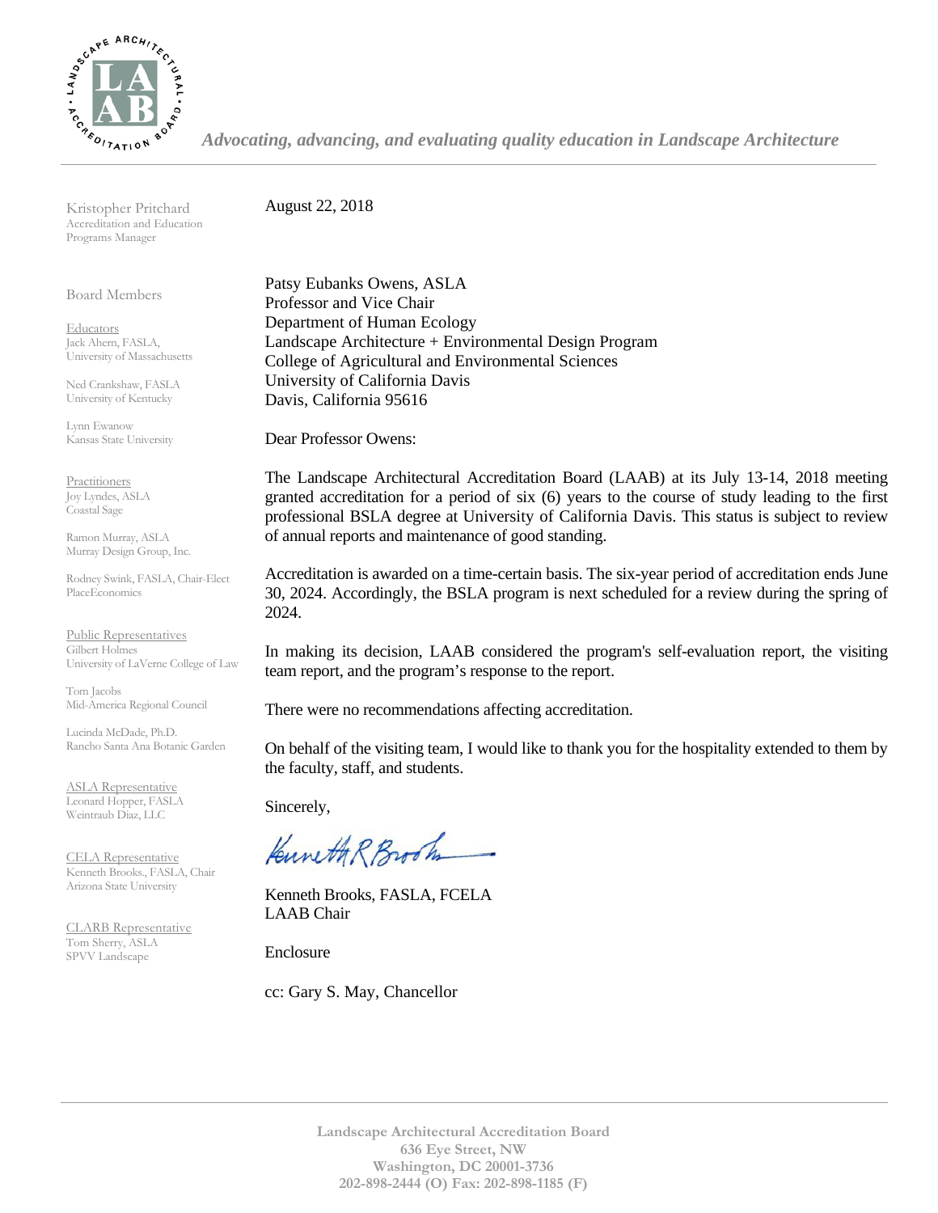*Advocating, advancing, and evaluating quality education in Landscape Architecture*

Kristopher Pritchard
Accreditation and Education Programs Manager

Board Members

Educators
Jack Ahern, FASLA, University of Massachusetts

Ned Crankshaw, FASLA
University of Kentucky

Lynn Ewanow
Kansas State University

Practitioners
Joy Lyndes, ASLA
Coastal Sage

Ramon Murray, ASLA
Murray Design Group, Inc.

Rodney Swink, FASLA, Chair-Elect
PlaceEconomics

Public Representatives
Gilbert Holmes
University of LaVerne College of Law

Tom Jacobs
Mid-America Regional Council

Lucinda McDade, Ph.D.
Rancho Santa Ana Botanic Garden

ASLA Representative
Leonard Hopper, FASLA
Weintraub Diaz, LLC

CELA Representative
Kenneth Brooks., FASLA, Chair
Arizona State University

CLARB Representative
Tom Sherry, ASLA
SPVV Landscape

August 22, 2018

Patsy Eubanks Owens, ASLA
Professor and Vice Chair
Department of Human Ecology
Landscape Architecture + Environmental Design Program
College of Agricultural and Environmental Sciences
University of California Davis
Davis, California 95616

Dear Professor Owens:

The Landscape Architectural Accreditation Board (LAAB) at its July 13-14, 2018 meeting granted accreditation for a period of six (6) years to the course of study leading to the first professional BSLA degree at University of California Davis. This status is subject to review of annual reports and maintenance of good standing.

Accreditation is awarded on a time-certain basis. The six-year period of accreditation ends June 30, 2024. Accordingly, the BSLA program is next scheduled for a review during the spring of 2024.

In making its decision, LAAB considered the program's self-evaluation report, the visiting team report, and the program's response to the report.

There were no recommendations affecting accreditation.

On behalf of the visiting team, I would like to thank you for the hospitality extended to them by the faculty, staff, and students.

Sincerely,

Kenneth R Brooks

Kenneth Brooks, FASLA, FCELA
LAAB Chair

Enclosure

cc: Gary S. May, Chancellor

**Landscape Architectural Accreditation Board**
**636 Eye Street, NW**
**Washington, DC 20001-3736**
**202-898-2444 (O) Fax: 202-898-1185 (F)**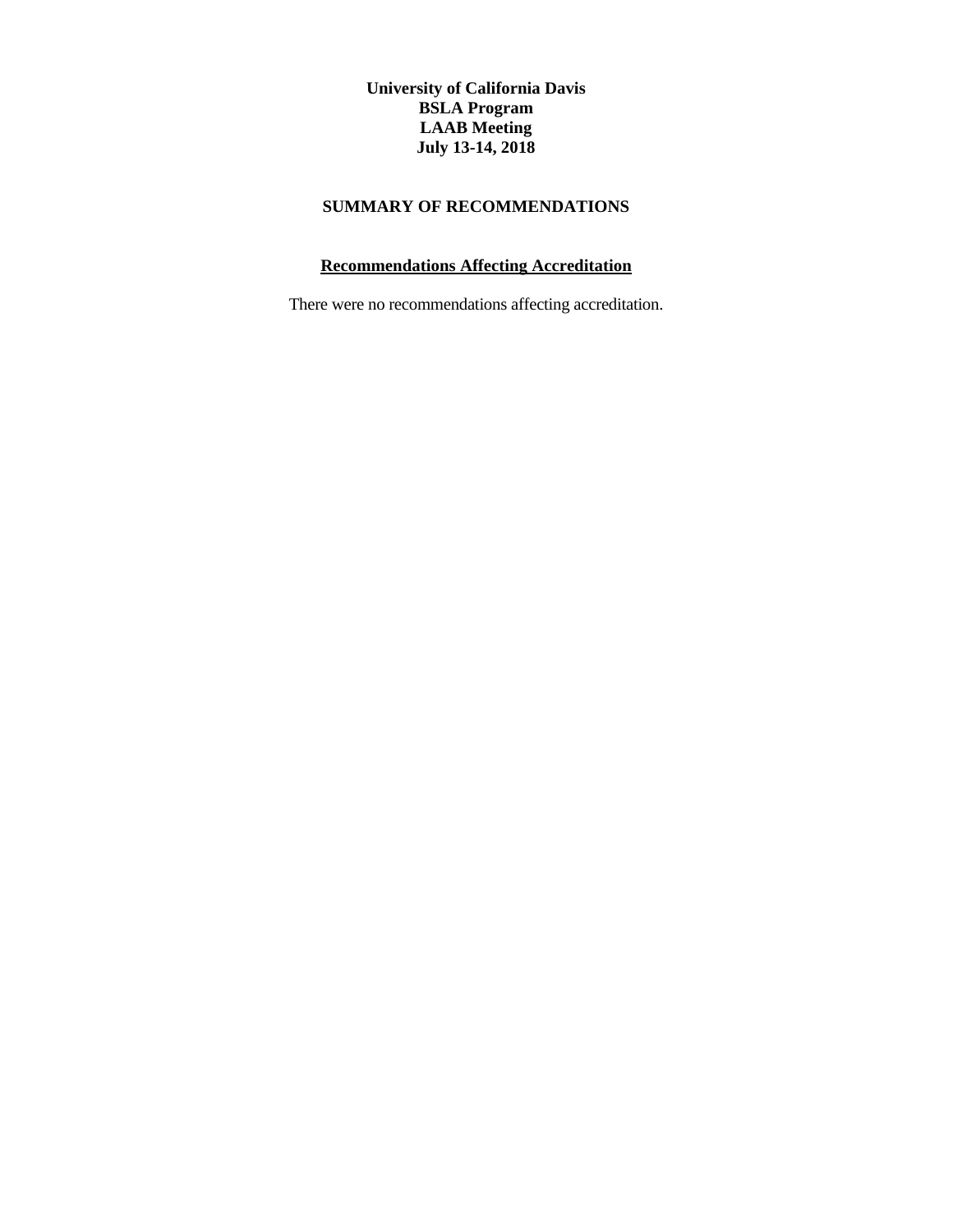**University of California Davis**
**BSLA Program**
**LAAB Meeting**
**July 13-14, 2018**

## SUMMARY OF RECOMMENDATIONS

### Recommendations Affecting Accreditation

There were no recommendations affecting accreditation.